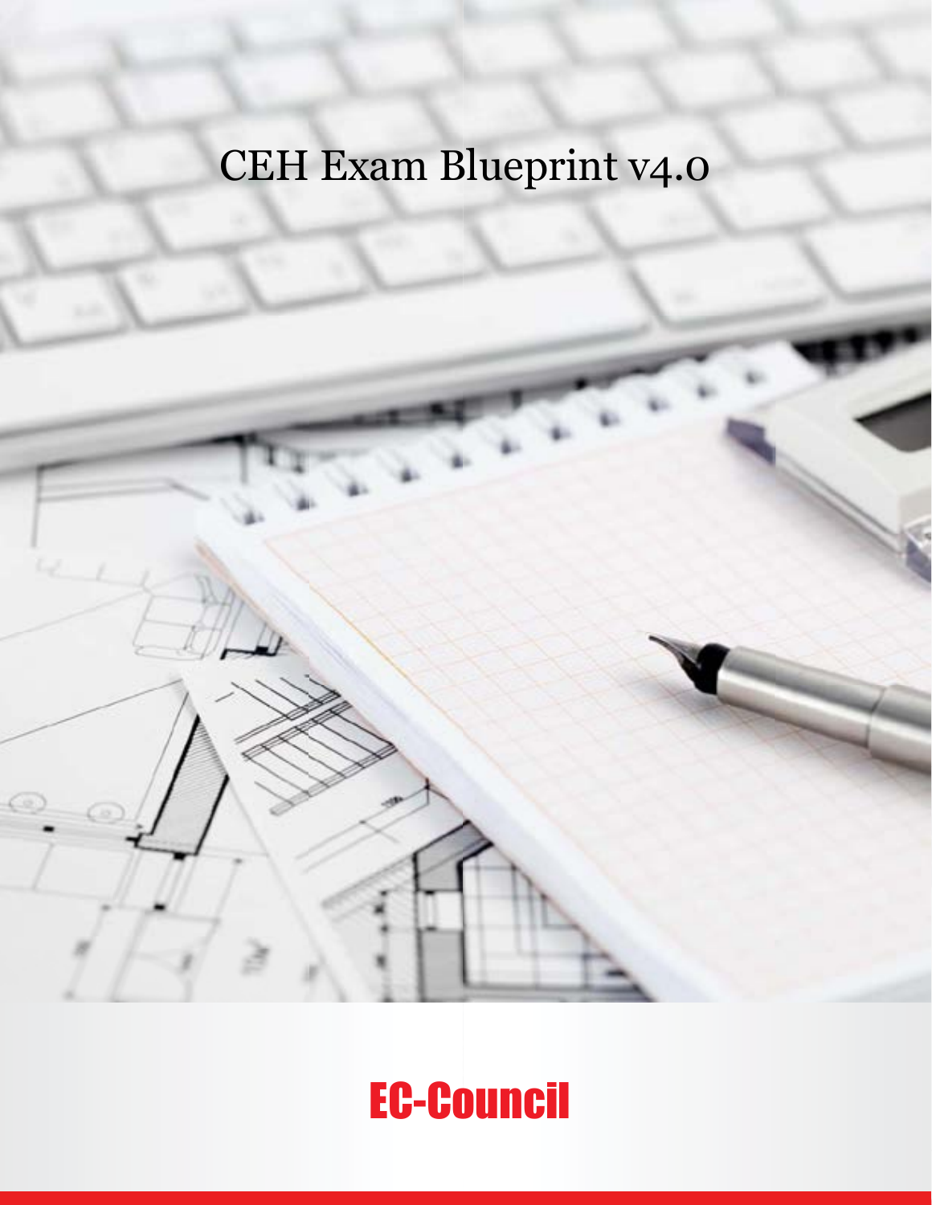# CEH Exam Blueprint v4.0

EC-Council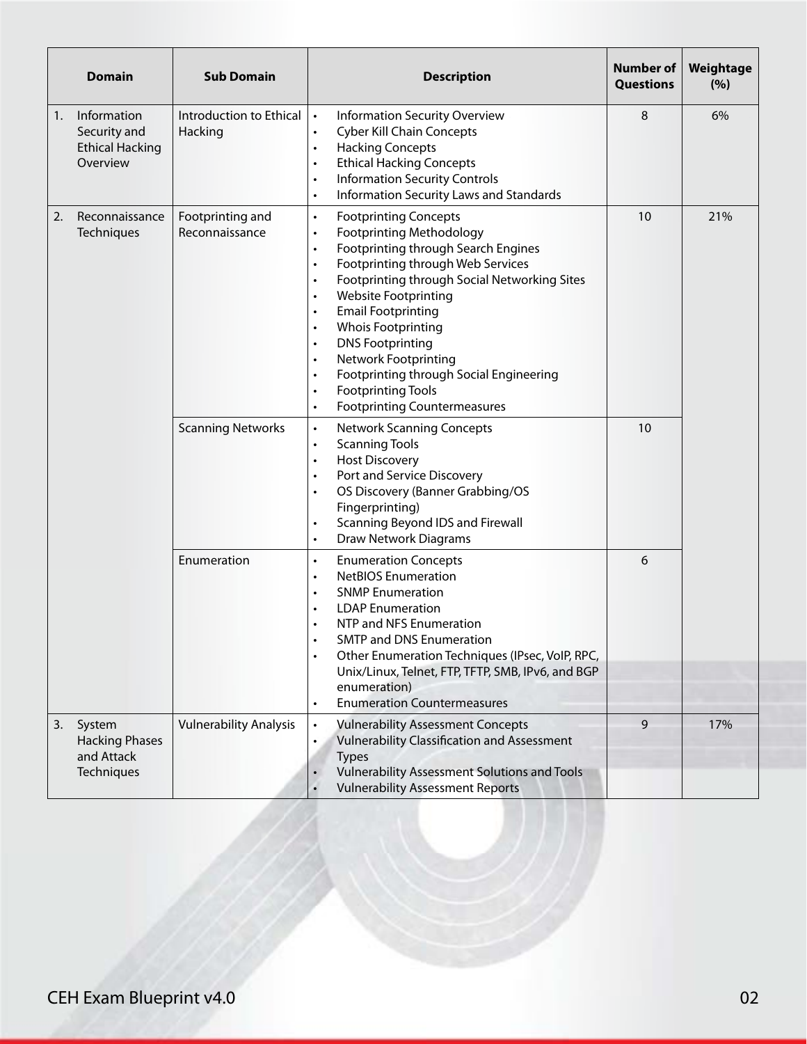| Domain | Sub Domain | Description | Number of Questions | Weightage (%) |
|---|---|---|---|---|
| 1. Information Security and Ethical Hacking Overview | Introduction to Ethical Hacking | • Information Security Overview<br>• Cyber Kill Chain Concepts<br>• Hacking Concepts<br>• Ethical Hacking Concepts<br>• Information Security Controls<br>• Information Security Laws and Standards | 8 | 6% |
| 2. Reconnaissance Techniques | Footprinting and Reconnaissance | • Footprinting Concepts<br>• Footprinting Methodology<br>• Footprinting through Search Engines<br>• Footprinting through Web Services<br>• Footprinting through Social Networking Sites<br>• Website Footprinting<br>• Email Footprinting<br>• Whois Footprinting<br>• DNS Footprinting<br>• Network Footprinting<br>• Footprinting through Social Engineering<br>• Footprinting Tools<br>• Footprinting Countermeasures | 10 | 21% |
| | Scanning Networks | • Network Scanning Concepts<br>• Scanning Tools<br>• Host Discovery<br>• Port and Service Discovery<br>• OS Discovery (Banner Grabbing/OS Fingerprinting)<br>• Scanning Beyond IDS and Firewall<br>• Draw Network Diagrams | 10 | |
| | Enumeration | • Enumeration Concepts<br>• NetBIOS Enumeration<br>• SNMP Enumeration<br>• LDAP Enumeration<br>• NTP and NFS Enumeration<br>• SMTP and DNS Enumeration<br>• Other Enumeration Techniques (IPsec, VoIP, RPC, Unix/Linux, Telnet, FTP, TFTP, SMB, IPv6, and BGP enumeration)<br>• Enumeration Countermeasures | 6 | |
| 3. System Hacking Phases and Attack Techniques | Vulnerability Analysis | • Vulnerability Assessment Concepts<br>• Vulnerability Classification and Assessment Types<br>• Vulnerability Assessment Solutions and Tools<br>• Vulnerability Assessment Reports | 9 | 17% |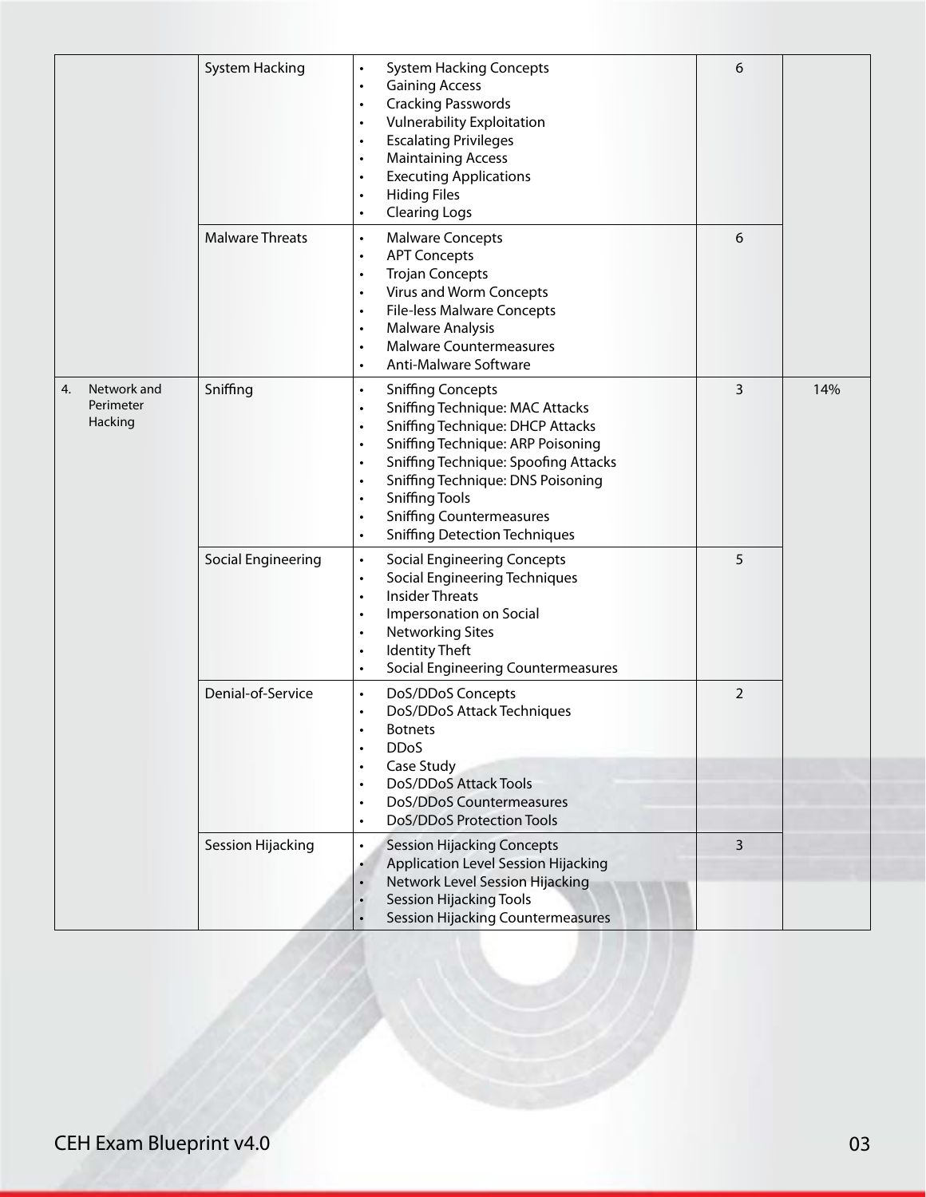| | | | | |
|---|---|---|---|---|
| | System Hacking | • System Hacking Concepts<br>• Gaining Access<br>• Cracking Passwords<br>• Vulnerability Exploitation<br>• Escalating Privileges<br>• Maintaining Access<br>• Executing Applications<br>• Hiding Files<br>• Clearing Logs | 6 | |
| | Malware Threats | • Malware Concepts<br>• APT Concepts<br>• Trojan Concepts<br>• Virus and Worm Concepts<br>• File-less Malware Concepts<br>• Malware Analysis<br>• Malware Countermeasures<br>• Anti-Malware Software | 6 | |
| 4. Network and Perimeter Hacking | Sniffing | • Sniffing Concepts<br>• Sniffing Technique: MAC Attacks<br>• Sniffing Technique: DHCP Attacks<br>• Sniffing Technique: ARP Poisoning<br>• Sniffing Technique: Spoofing Attacks<br>• Sniffing Technique: DNS Poisoning<br>• Sniffing Tools<br>• Sniffing Countermeasures<br>• Sniffing Detection Techniques | 3 | 14% |
| | Social Engineering | • Social Engineering Concepts<br>• Social Engineering Techniques<br>• Insider Threats<br>• Impersonation on Social<br>• Networking Sites<br>• Identity Theft<br>• Social Engineering Countermeasures | 5 | |
| | Denial-of-Service | • DoS/DDoS Concepts<br>• DoS/DDoS Attack Techniques<br>• Botnets<br>• DDoS<br>• Case Study<br>• DoS/DDoS Attack Tools<br>• DoS/DDoS Countermeasures<br>• DoS/DDoS Protection Tools | 2 | |
| | Session Hijacking | • Session Hijacking Concepts<br>• Application Level Session Hijacking<br>• Network Level Session Hijacking<br>• Session Hijacking Tools<br>• Session Hijacking Countermeasures | 3 | |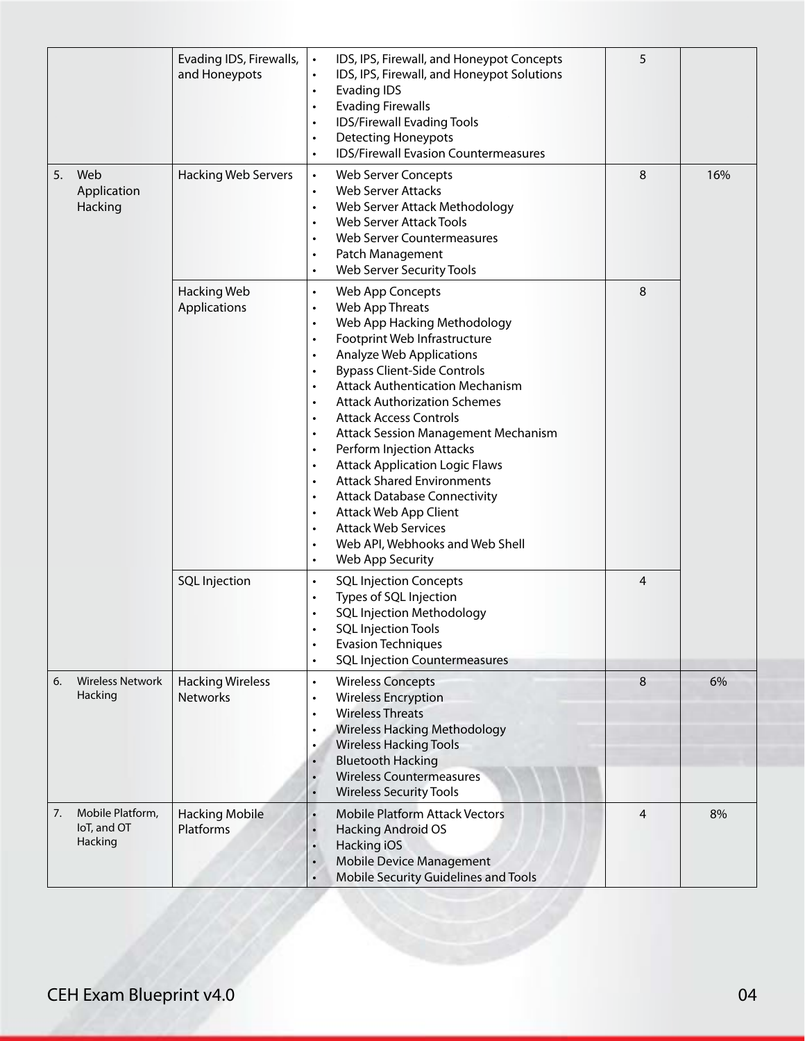| | Evading IDS, Firewalls, and Honeypots | • IDS, IPS, Firewall, and Honeypot Concepts<br>• IDS, IPS, Firewall, and Honeypot Solutions<br>• Evading IDS<br>• Evading Firewalls<br>• IDS/Firewall Evading Tools<br>• Detecting Honeypots<br>• IDS/Firewall Evasion Countermeasures | 5 | |
|---|---|---|---|---|
| 5. Web Application Hacking | Hacking Web Servers | • Web Server Concepts<br>• Web Server Attacks<br>• Web Server Attack Methodology<br>• Web Server Attack Tools<br>• Web Server Countermeasures<br>• Patch Management<br>• Web Server Security Tools | 8 | 16% |
| | Hacking Web Applications | • Web App Concepts<br>• Web App Threats<br>• Web App Hacking Methodology<br>• Footprint Web Infrastructure<br>• Analyze Web Applications<br>• Bypass Client-Side Controls<br>• Attack Authentication Mechanism<br>• Attack Authorization Schemes<br>• Attack Access Controls<br>• Attack Session Management Mechanism<br>• Perform Injection Attacks<br>• Attack Application Logic Flaws<br>• Attack Shared Environments<br>• Attack Database Connectivity<br>• Attack Web App Client<br>• Attack Web Services<br>• Web API, Webhooks and Web Shell<br>• Web App Security | 8 | |
| | SQL Injection | • SQL Injection Concepts<br>• Types of SQL Injection<br>• SQL Injection Methodology<br>• SQL Injection Tools<br>• Evasion Techniques<br>• SQL Injection Countermeasures | 4 | |
| 6. Wireless Network Hacking | Hacking Wireless Networks | • Wireless Concepts<br>• Wireless Encryption<br>• Wireless Threats<br>• Wireless Hacking Methodology<br>• Wireless Hacking Tools<br>• Bluetooth Hacking<br>• Wireless Countermeasures<br>• Wireless Security Tools | 8 | 6% |
| 7. Mobile Platform, IoT, and OT Hacking | Hacking Mobile Platforms | • Mobile Platform Attack Vectors<br>• Hacking Android OS<br>• Hacking iOS<br>• Mobile Device Management<br>• Mobile Security Guidelines and Tools | 4 | 8% |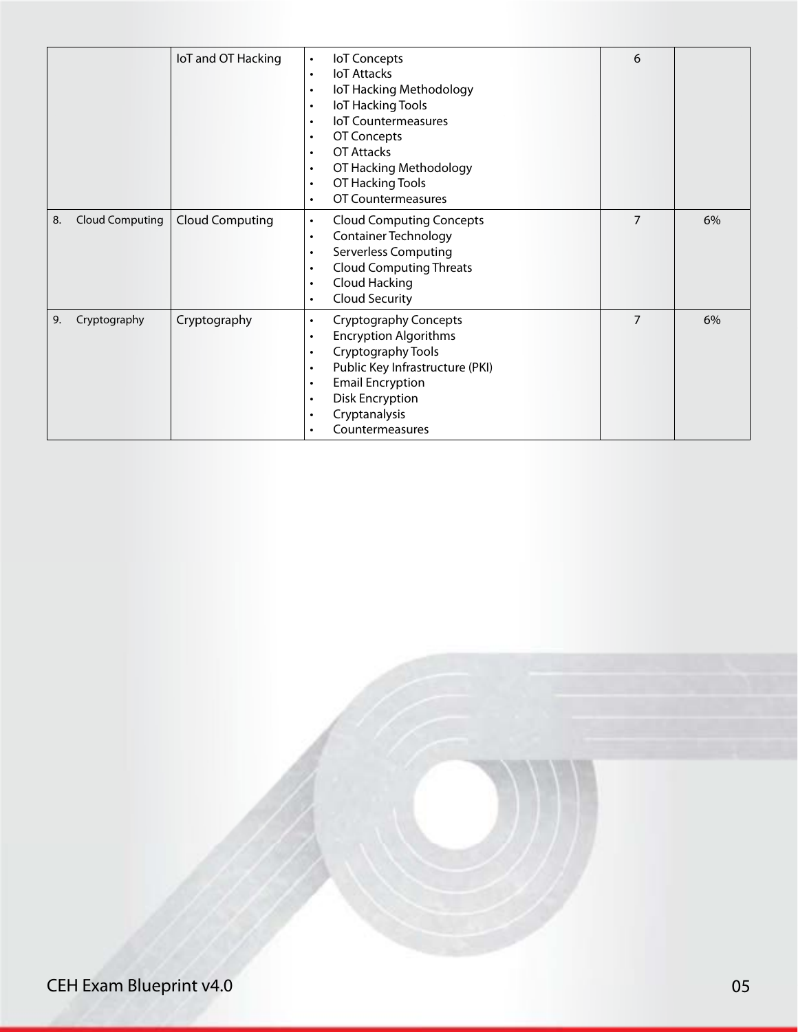| | | | | |
|---|---|---|---|---|
| | IoT and OT Hacking | • IoT Concepts<br>• IoT Attacks<br>• IoT Hacking Methodology<br>• IoT Hacking Tools<br>• IoT Countermeasures<br>• OT Concepts<br>• OT Attacks<br>• OT Hacking Methodology<br>• OT Hacking Tools<br>• OT Countermeasures | 6 | |
| 8. Cloud Computing | Cloud Computing | • Cloud Computing Concepts<br>• Container Technology<br>• Serverless Computing<br>• Cloud Computing Threats<br>• Cloud Hacking<br>• Cloud Security | 7 | 6% |
| 9. Cryptography | Cryptography | • Cryptography Concepts<br>• Encryption Algorithms<br>• Cryptography Tools<br>• Public Key Infrastructure (PKI)<br>• Email Encryption<br>• Disk Encryption<br>• Cryptanalysis<br>• Countermeasures | 7 | 6% |